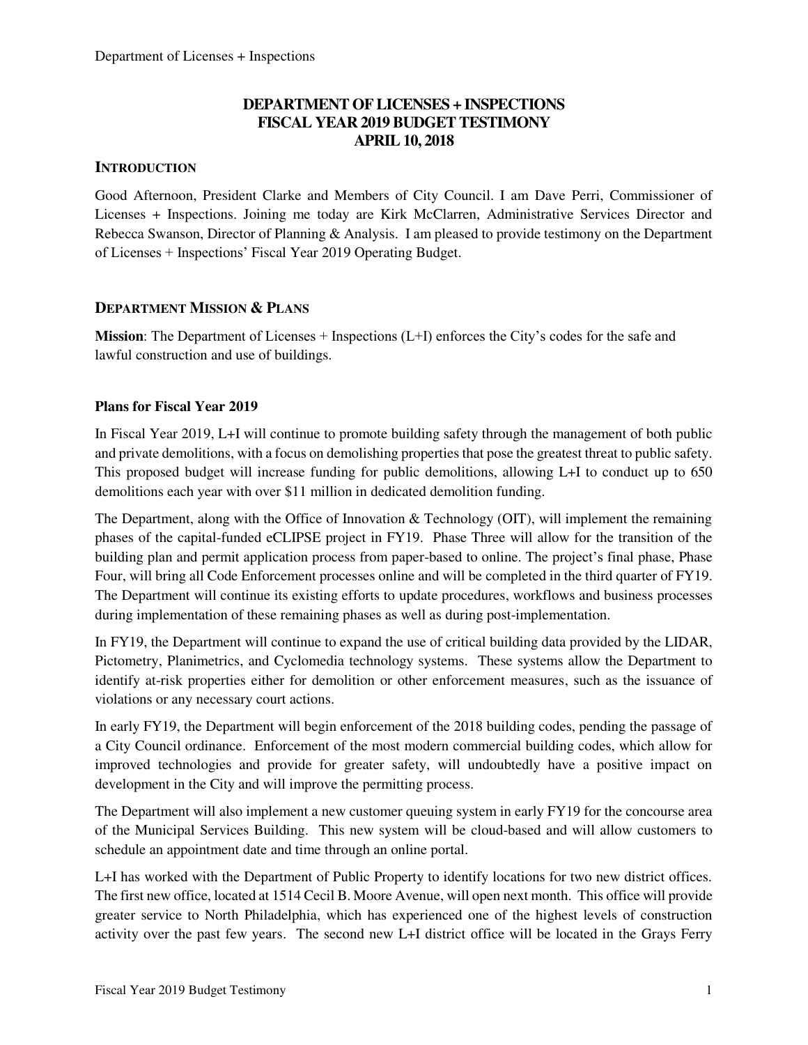# DEPARTMENT OF LICENSES + INSPECTIONS
# FISCAL YEAR 2019 BUDGET TESTIMONY
# APRIL 10, 2018

## INTRODUCTION

Good Afternoon, President Clarke and Members of City Council. I am Dave Perri, Commissioner of Licenses + Inspections. Joining me today are Kirk McClarren, Administrative Services Director and Rebecca Swanson, Director of Planning & Analysis. I am pleased to provide testimony on the Department of Licenses + Inspections' Fiscal Year 2019 Operating Budget.

## DEPARTMENT MISSION & PLANS

**Mission**: The Department of Licenses + Inspections (L+I) enforces the City's codes for the safe and lawful construction and use of buildings.

### Plans for Fiscal Year 2019

In Fiscal Year 2019, L+I will continue to promote building safety through the management of both public and private demolitions, with a focus on demolishing properties that pose the greatest threat to public safety. This proposed budget will increase funding for public demolitions, allowing L+I to conduct up to 650 demolitions each year with over $11 million in dedicated demolition funding.

The Department, along with the Office of Innovation & Technology (OIT), will implement the remaining phases of the capital-funded eCLIPSE project in FY19. Phase Three will allow for the transition of the building plan and permit application process from paper-based to online. The project's final phase, Phase Four, will bring all Code Enforcement processes online and will be completed in the third quarter of FY19. The Department will continue its existing efforts to update procedures, workflows and business processes during implementation of these remaining phases as well as during post-implementation.

In FY19, the Department will continue to expand the use of critical building data provided by the LIDAR, Pictometry, Planimetrics, and Cyclomedia technology systems. These systems allow the Department to identify at-risk properties either for demolition or other enforcement measures, such as the issuance of violations or any necessary court actions.

In early FY19, the Department will begin enforcement of the 2018 building codes, pending the passage of a City Council ordinance. Enforcement of the most modern commercial building codes, which allow for improved technologies and provide for greater safety, will undoubtedly have a positive impact on development in the City and will improve the permitting process.

The Department will also implement a new customer queuing system in early FY19 for the concourse area of the Municipal Services Building. This new system will be cloud-based and will allow customers to schedule an appointment date and time through an online portal.

L+I has worked with the Department of Public Property to identify locations for two new district offices. The first new office, located at 1514 Cecil B. Moore Avenue, will open next month. This office will provide greater service to North Philadelphia, which has experienced one of the highest levels of construction activity over the past few years. The second new L+I district office will be located in the Grays Ferry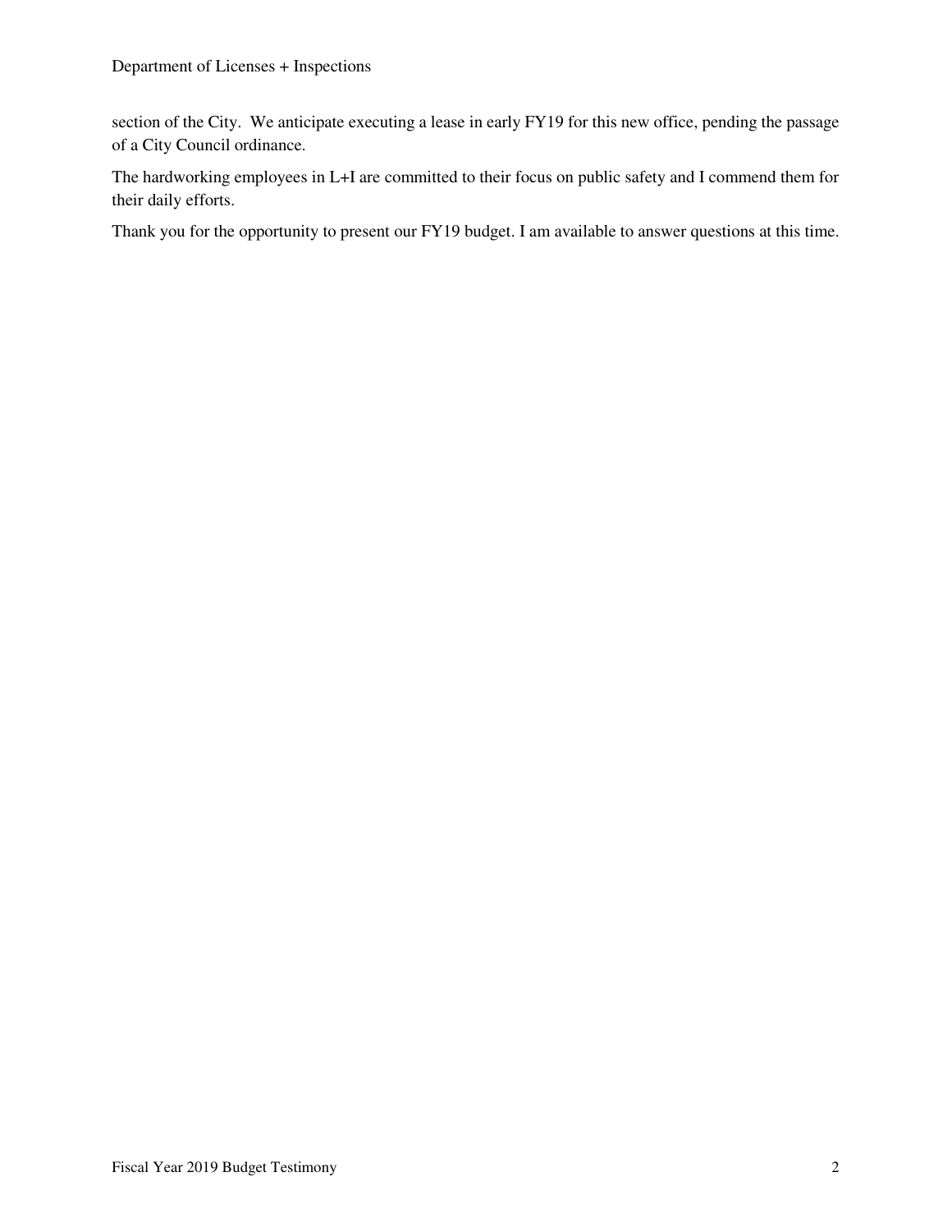section of the City. We anticipate executing a lease in early FY19 for this new office, pending the passage of a City Council ordinance.

The hardworking employees in L+I are committed to their focus on public safety and I commend them for their daily efforts.

Thank you for the opportunity to present our FY19 budget. I am available to answer questions at this time.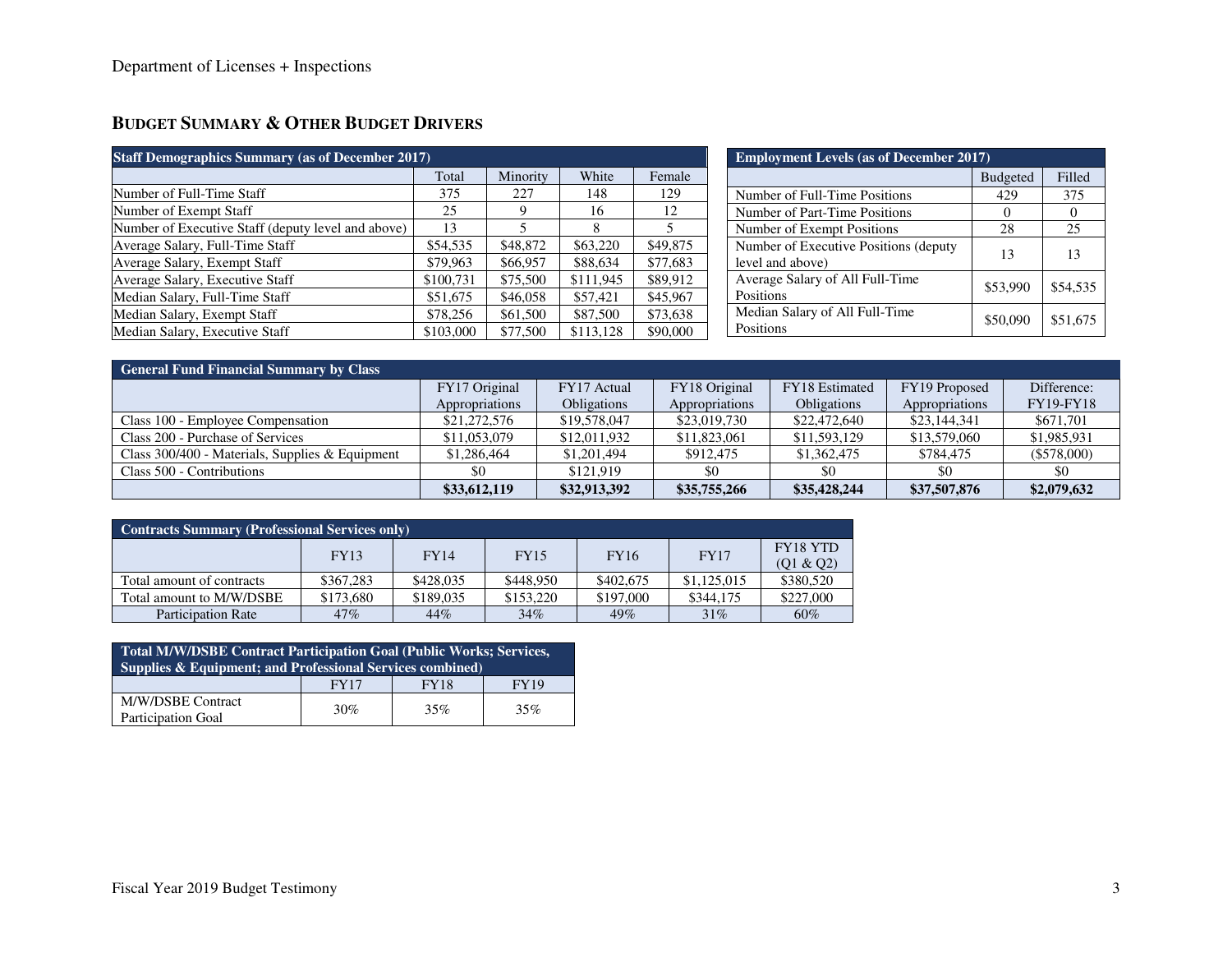## BUDGET SUMMARY & OTHER BUDGET DRIVERS

| Staff Demographics Summary (as of December 2017) | | | | |
|---|---|---|---|---|
| | Total | Minority | White | Female |
| Number of Full-Time Staff | 375 | 227 | 148 | 129 |
| Number of Exempt Staff | 25 | 9 | 16 | 12 |
| Number of Executive Staff (deputy level and above) | 13 | 5 | 8 | 5 |
| Average Salary, Full-Time Staff | $54,535 | $48,872 | $63,220 | $49,875 |
| Average Salary, Exempt Staff | $79,963 | $66,957 | $88,634 | $77,683 |
| Average Salary, Executive Staff | $100,731 | $75,500 | $111,945 | $89,912 |
| Median Salary, Full-Time Staff | $51,675 | $46,058 | $57,421 | $45,967 |
| Median Salary, Exempt Staff | $78,256 | $61,500 | $87,500 | $73,638 |
| Median Salary, Executive Staff | $103,000 | $77,500 | $113,128 | $90,000 |

| Employment Levels (as of December 2017) | | |
|---|---|---|
| | Budgeted | Filled |
| Number of Full-Time Positions | 429 | 375 |
| Number of Part-Time Positions | 0 | 0 |
| Number of Exempt Positions | 28 | 25 |
| Number of Executive Positions (deputy level and above) | 13 | 13 |
| Average Salary of All Full-Time Positions | $53,990 | $54,535 |
| Median Salary of All Full-Time Positions | $50,090 | $51,675 |

| General Fund Financial Summary by Class | | | | | | |
|---|---|---|---|---|---|---|
| | FY17 Original Appropriations | FY17 Actual Obligations | FY18 Original Appropriations | FY18 Estimated Obligations | FY19 Proposed Appropriations | Difference: FY19-FY18 |
| Class 100 - Employee Compensation | $21,272,576 | $19,578,047 | $23,019,730 | $22,472,640 | $23,144,341 | $671,701 |
| Class 200 - Purchase of Services | $11,053,079 | $12,011,932 | $11,823,061 | $11,593,129 | $13,579,060 | $1,985,931 |
| Class 300/400 - Materials, Supplies & Equipment | $1,286,464 | $1,201,494 | $912,475 | $1,362,475 | $784,475 | ($578,000) |
| Class 500 - Contributions | $0 | $121,919 | $0 | $0 | $0 | $0 |
| | **$33,612,119** | **$32,913,392** | **$35,755,266** | **$35,428,244** | **$37,507,876** | **$2,079,632** |

| Contracts Summary (Professional Services only) | | | | | | |
|---|---|---|---|---|---|---|
| | FY13 | FY14 | FY15 | FY16 | FY17 | FY18 YTD (Q1 & Q2) |
| Total amount of contracts | $367,283 | $428,035 | $448,950 | $402,675 | $1,125,015 | $380,520 |
| Total amount to M/W/DSBE | $173,680 | $189,035 | $153,220 | $197,000 | $344,175 | $227,000 |
| Participation Rate | 47% | 44% | 34% | 49% | 31% | 60% |

| Total M/W/DSBE Contract Participation Goal (Public Works; Services, Supplies & Equipment; and Professional Services combined) | | | |
|---|---|---|---|
| | FY17 | FY18 | FY19 |
| M/W/DSBE Contract Participation Goal | 30% | 35% | 35% |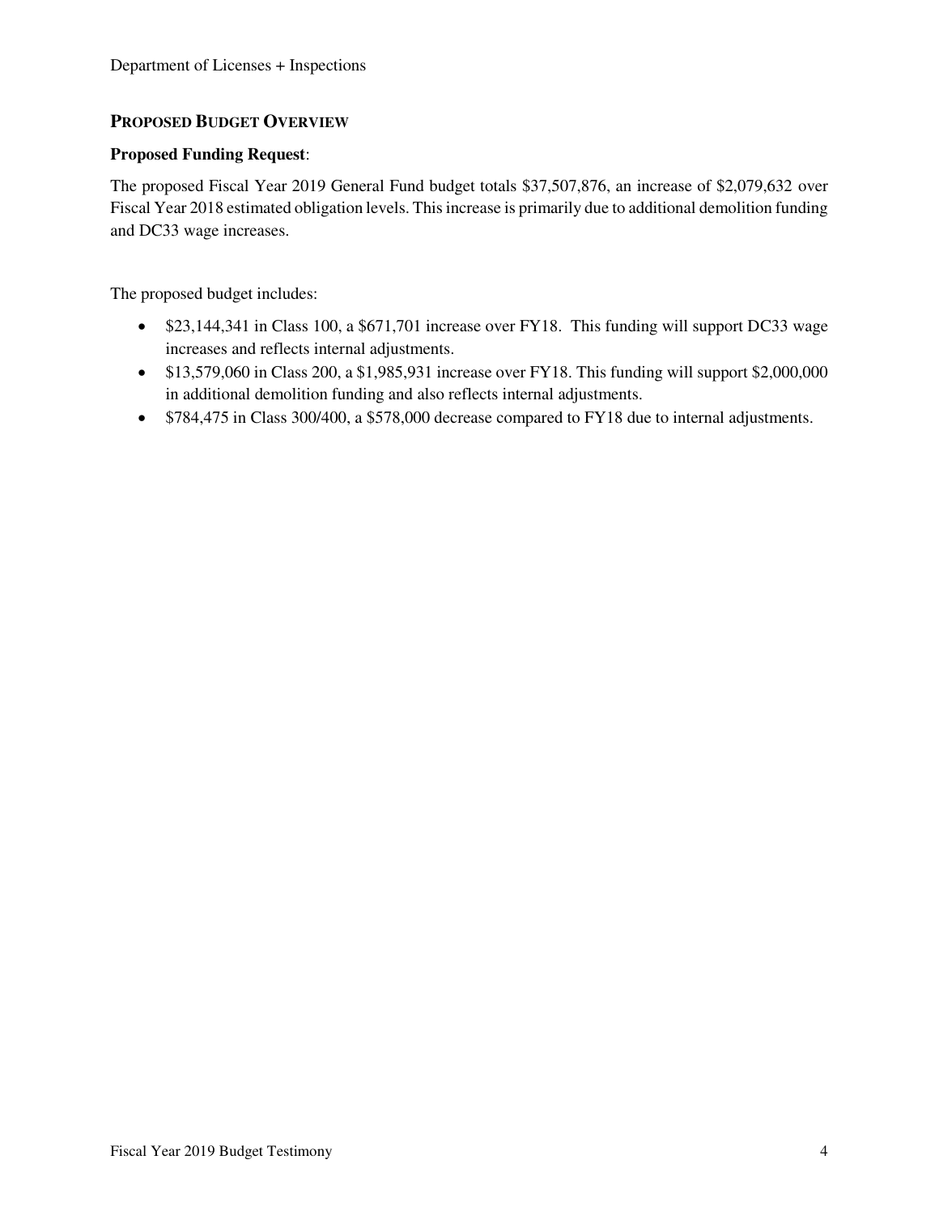## Proposed Budget Overview

**Proposed Funding Request**:

The proposed Fiscal Year 2019 General Fund budget totals $37,507,876, an increase of $2,079,632 over Fiscal Year 2018 estimated obligation levels. This increase is primarily due to additional demolition funding and DC33 wage increases.

The proposed budget includes:

- $23,144,341 in Class 100, a $671,701 increase over FY18. This funding will support DC33 wage increases and reflects internal adjustments.
- $13,579,060 in Class 200, a $1,985,931 increase over FY18. This funding will support $2,000,000 in additional demolition funding and also reflects internal adjustments.
- $784,475 in Class 300/400, a $578,000 decrease compared to FY18 due to internal adjustments.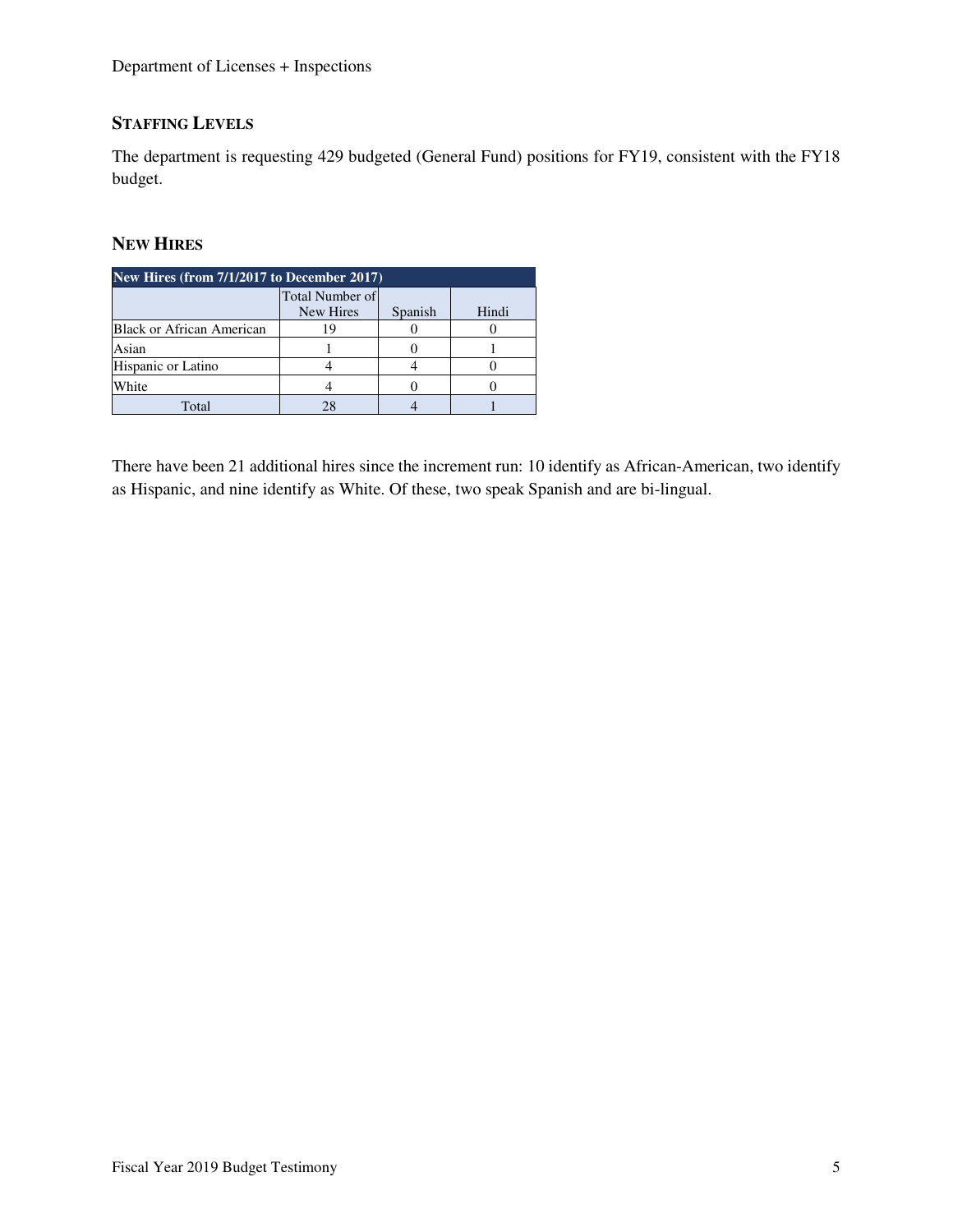## STAFFING LEVELS

The department is requesting 429 budgeted (General Fund) positions for FY19, consistent with the FY18 budget.

## NEW HIRES

| New Hires (from 7/1/2017 to December 2017) | | | |
|---|---|---|---|
| | Total Number of New Hires | Spanish | Hindi |
| Black or African American | 19 | 0 | 0 |
| Asian | 1 | 0 | 1 |
| Hispanic or Latino | 4 | 4 | 0 |
| White | 4 | 0 | 0 |
| Total | 28 | 4 | 1 |

There have been 21 additional hires since the increment run: 10 identify as African-American, two identify as Hispanic, and nine identify as White. Of these, two speak Spanish and are bi-lingual.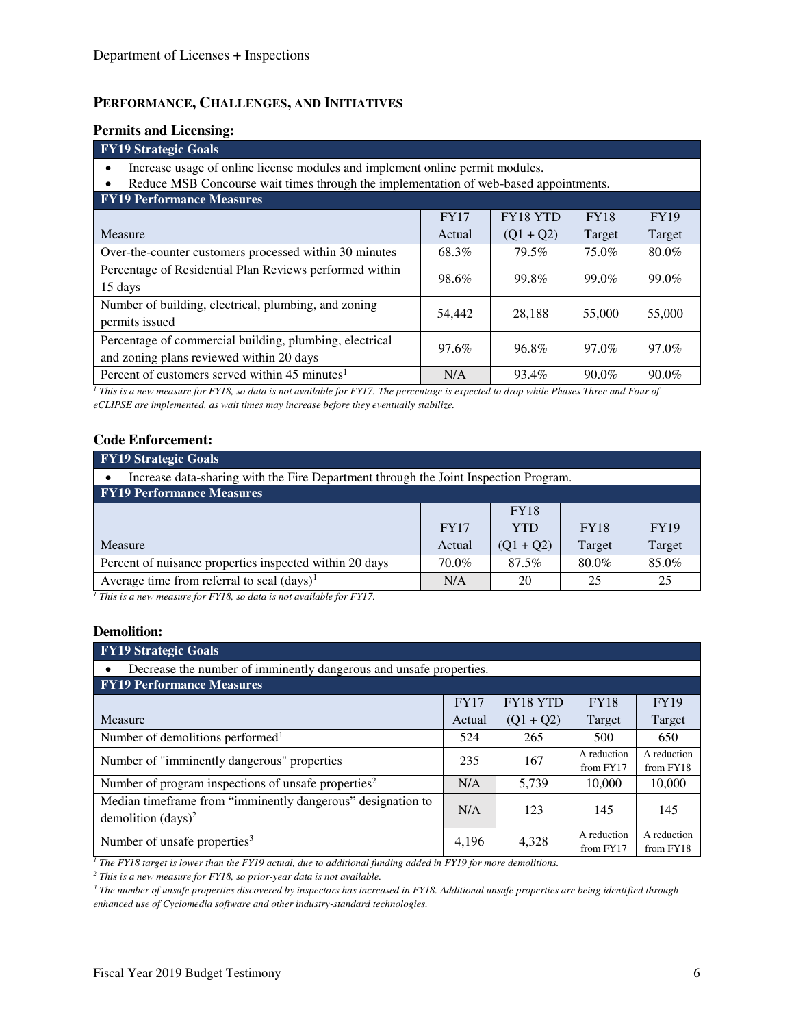## PERFORMANCE, CHALLENGES, AND INITIATIVES

### Permits and Licensing:

| FY19 Strategic Goals | | | | |
|---|---|---|---|---|
| • Increase usage of online license modules and implement online permit modules.<br>• Reduce MSB Concourse wait times through the implementation of web-based appointments. | | | | |
| **FY19 Performance Measures** | | | | |
| Measure | FY17 Actual | FY18 YTD (Q1 + Q2) | FY18 Target | FY19 Target |
| Over-the-counter customers processed within 30 minutes | 68.3% | 79.5% | 75.0% | 80.0% |
| Percentage of Residential Plan Reviews performed within 15 days | 98.6% | 99.8% | 99.0% | 99.0% |
| Number of building, electrical, plumbing, and zoning permits issued | 54,442 | 28,188 | 55,000 | 55,000 |
| Percentage of commercial building, plumbing, electrical and zoning plans reviewed within 20 days | 97.6% | 96.8% | 97.0% | 97.0% |
| Percent of customers served within 45 minutes[1] | N/A | 93.4% | 90.0% | 90.0% |

*[1] This is a new measure for FY18, so data is not available for FY17. The percentage is expected to drop while Phases Three and Four of eCLIPSE are implemented, as wait times may increase before they eventually stabilize.*

### Code Enforcement:

| FY19 Strategic Goals | | | | |
|---|---|---|---|---|
| • Increase data-sharing with the Fire Department through the Joint Inspection Program. | | | | |
| **FY19 Performance Measures** | | | | |
| Measure | FY17 Actual | FY18 YTD (Q1 + Q2) | FY18 Target | FY19 Target |
| Percent of nuisance properties inspected within 20 days | 70.0% | 87.5% | 80.0% | 85.0% |
| Average time from referral to seal (days)[1] | N/A | 20 | 25 | 25 |

*[1] This is a new measure for FY18, so data is not available for FY17.*

### Demolition:

| FY19 Strategic Goals | | | | |
|---|---|---|---|---|
| • Decrease the number of imminently dangerous and unsafe properties. | | | | |
| **FY19 Performance Measures** | | | | |
| Measure | FY17 Actual | FY18 YTD (Q1 + Q2) | FY18 Target | FY19 Target |
| Number of demolitions performed[1] | 524 | 265 | 500 | 650 |
| Number of "imminently dangerous" properties | 235 | 167 | A reduction from FY17 | A reduction from FY18 |
| Number of program inspections of unsafe properties[2] | N/A | 5,739 | 10,000 | 10,000 |
| Median timeframe from "imminently dangerous" designation to demolition (days)[2] | N/A | 123 | 145 | 145 |
| Number of unsafe properties[3] | 4,196 | 4,328 | A reduction from FY17 | A reduction from FY18 |

*[1] The FY18 target is lower than the FY19 actual, due to additional funding added in FY19 for more demolitions.*
*[2] This is a new measure for FY18, so prior-year data is not available.*
*[3] The number of unsafe properties discovered by inspectors has increased in FY18. Additional unsafe properties are being identified through enhanced use of Cyclomedia software and other industry-standard technologies.*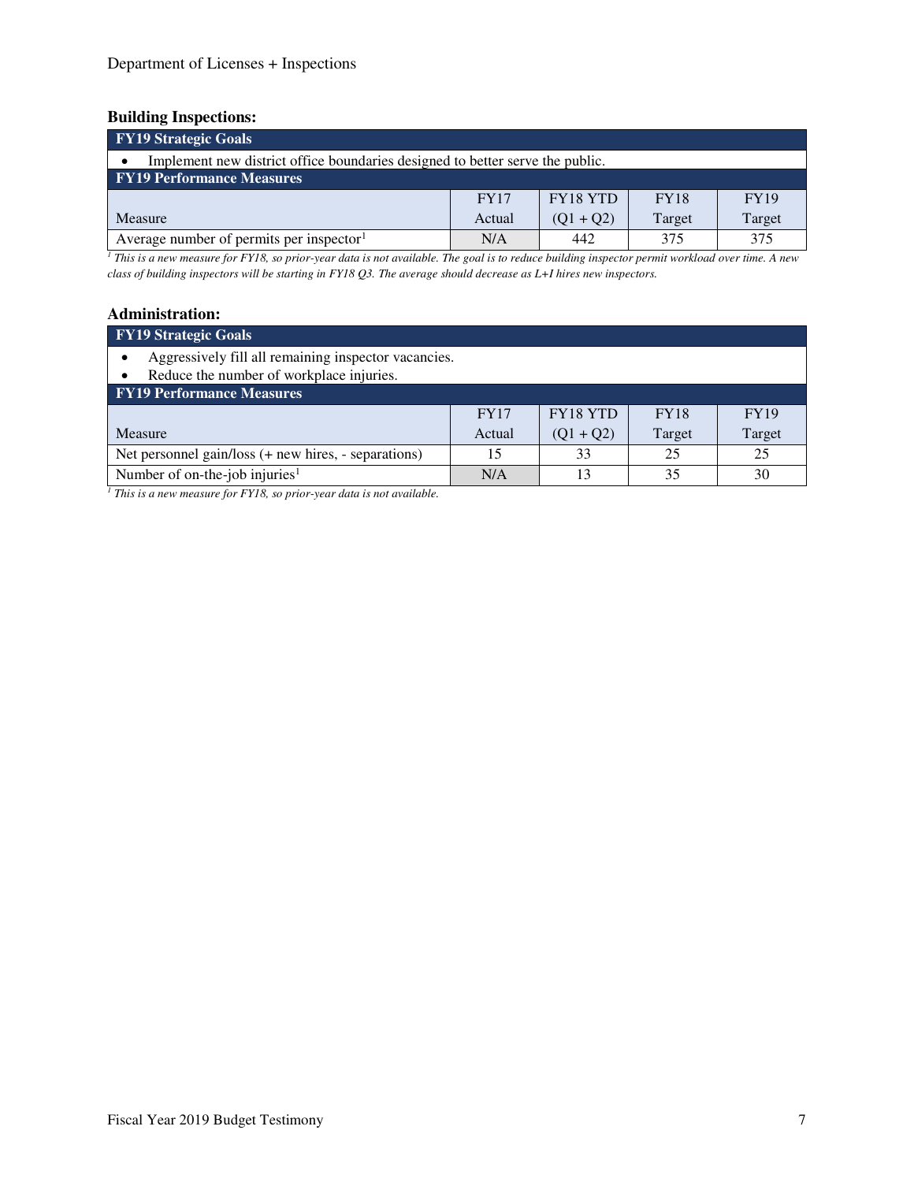### Building Inspections:

| FY19 Strategic Goals | | | | |
|---|---|---|---|---|
| • Implement new district office boundaries designed to better serve the public. | | | | |
| **FY19 Performance Measures** | | | | |
| Measure | FY17 Actual | FY18 YTD (Q1 + Q2) | FY18 Target | FY19 Target |
| Average number of permits per inspector[1] | N/A | 442 | 375 | 375 |

*[1] This is a new measure for FY18, so prior-year data is not available. The goal is to reduce building inspector permit workload over time. A new class of building inspectors will be starting in FY18 Q3. The average should decrease as L+I hires new inspectors.*

### Administration:

| FY19 Strategic Goals | | | | |
|---|---|---|---|---|
| • Aggressively fill all remaining inspector vacancies.<br>• Reduce the number of workplace injuries. | | | | |
| **FY19 Performance Measures** | | | | |
| Measure | FY17 Actual | FY18 YTD (Q1 + Q2) | FY18 Target | FY19 Target |
| Net personnel gain/loss (+ new hires, - separations) | 15 | 33 | 25 | 25 |
| Number of on-the-job injuries[1] | N/A | 13 | 35 | 30 |

*[1] This is a new measure for FY18, so prior-year data is not available.*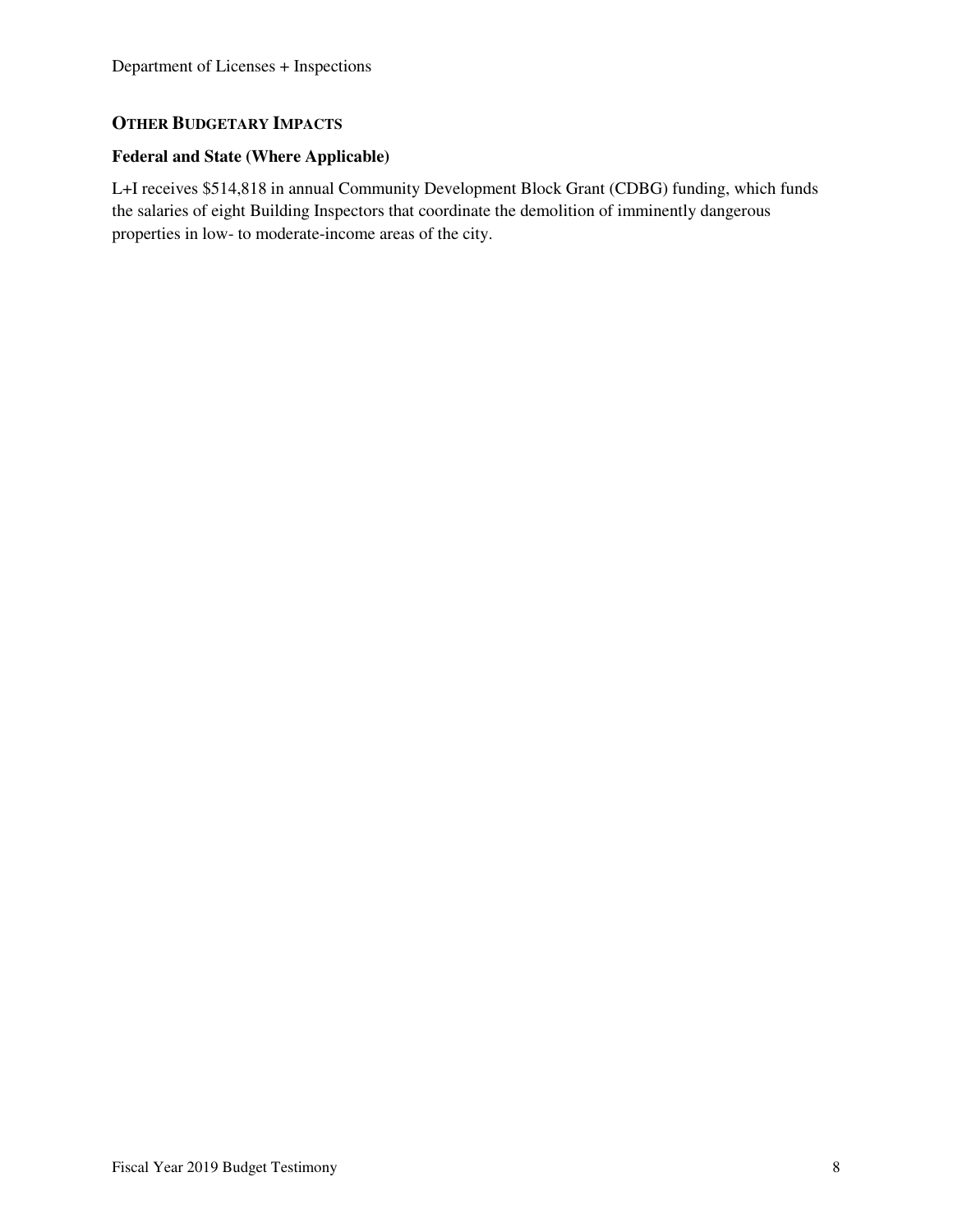## OTHER BUDGETARY IMPACTS

### Federal and State (Where Applicable)

L+I receives $514,818 in annual Community Development Block Grant (CDBG) funding, which funds the salaries of eight Building Inspectors that coordinate the demolition of imminently dangerous properties in low- to moderate-income areas of the city.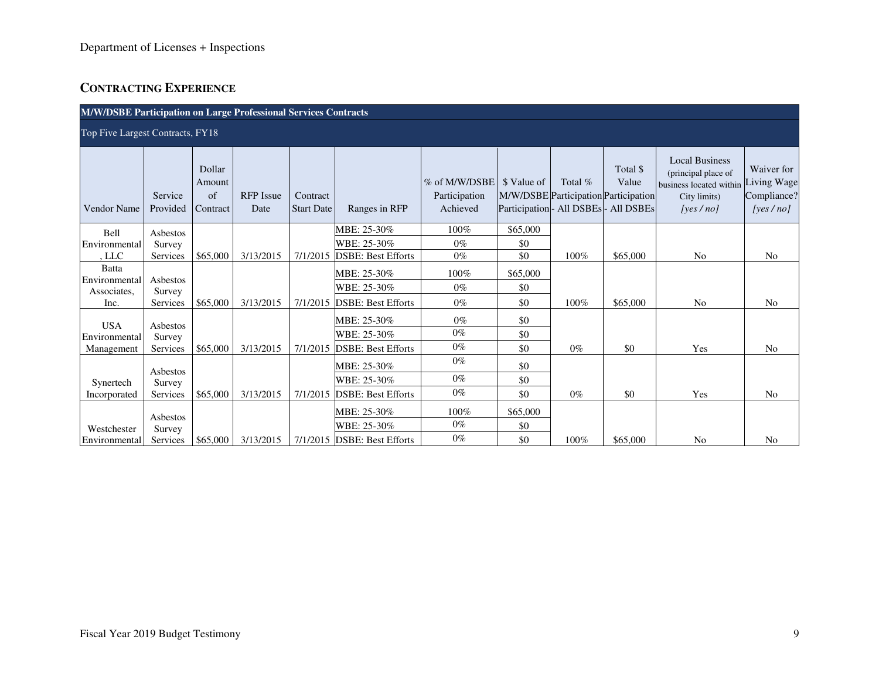## CONTRACTING EXPERIENCE

| M/W/DSBE Participation on Large Professional Services Contracts | | | | | | | | | | | |
|---|---|---|---|---|---|---|---|---|---|---|---|
| Top Five Largest Contracts, FY18 | | | | | | | | | | | |
| Vendor Name | Service Provided | Dollar Amount of Contract | RFP Issue Date | Contract Start Date | Ranges in RFP | % of M/W/DSBE Participation Achieved | $ Value of M/W/DSBE Participation | Total % Participation - All DSBEs | Total $ Value Participation - All DSBEs | Local Business (principal place of business located within City limits) *[yes / no]* | Waiver for Living Wage Compliance? *[yes / no]* |
| Bell Environmental, LLC | Asbestos Survey Services | $65,000 | 3/13/2015 | 7/1/2015 | MBE: 25-30% | 100% | $65,000 | 100% | $65,000 | No | No |
| | | | | | WBE: 25-30% | 0% | $0 | | | | |
| | | | | | DSBE: Best Efforts | 0% | $0 | | | | |
| Batta Environmental Associates, Inc. | Asbestos Survey Services | $65,000 | 3/13/2015 | 7/1/2015 | MBE: 25-30% | 100% | $65,000 | 100% | $65,000 | No | No |
| | | | | | WBE: 25-30% | 0% | $0 | | | | |
| | | | | | DSBE: Best Efforts | 0% | $0 | | | | |
| USA Environmental Management | Asbestos Survey Services | $65,000 | 3/13/2015 | 7/1/2015 | MBE: 25-30% | 0% | $0 | 0% | $0 | Yes | No |
| | | | | | WBE: 25-30% | 0% | $0 | | | | |
| | | | | | DSBE: Best Efforts | 0% | $0 | | | | |
| Synertech Incorporated | Asbestos Survey Services | $65,000 | 3/13/2015 | 7/1/2015 | MBE: 25-30% | 0% | $0 | 0% | $0 | Yes | No |
| | | | | | WBE: 25-30% | 0% | $0 | | | | |
| | | | | | DSBE: Best Efforts | 0% | $0 | | | | |
| Westchester Environmental | Asbestos Survey Services | $65,000 | 3/13/2015 | 7/1/2015 | MBE: 25-30% | 100% | $65,000 | 100% | $65,000 | No | No |
| | | | | | WBE: 25-30% | 0% | $0 | | | | |
| | | | | | DSBE: Best Efforts | 0% | $0 | | | | |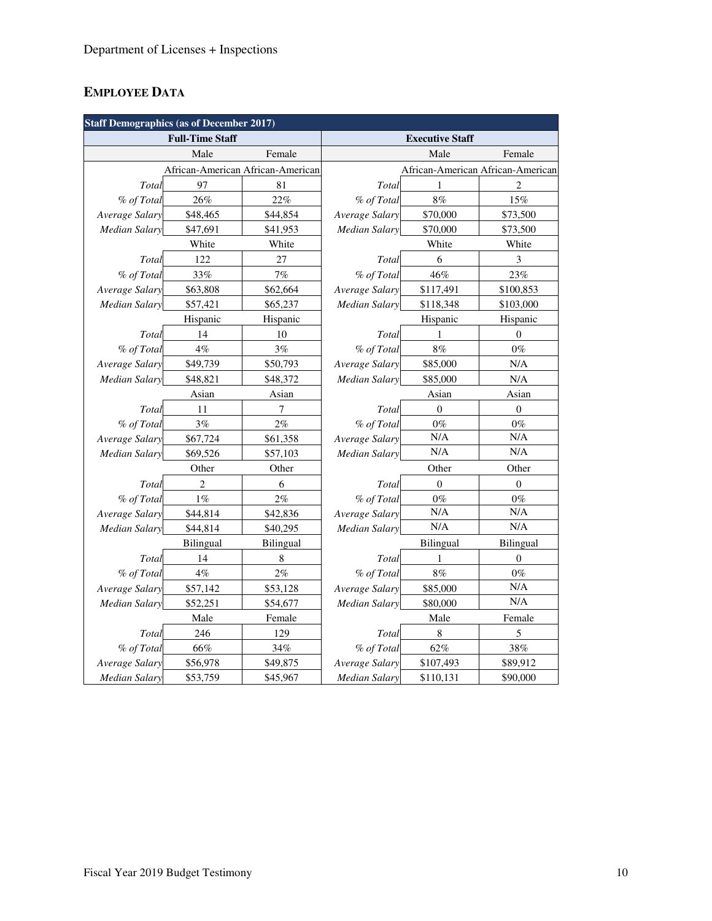Department of Licenses + Inspections

## EMPLOYEE DATA

| Staff Demographics (as of December 2017) | | | | | |
|---|---|---|---|---|---|
| Full-Time Staff | | | Executive Staff | | |
| | Male | Female | | Male | Female |
| | African-American | African-American | | African-American | African-American |
| *Total* | 97 | 81 | *Total* | 1 | 2 |
| *% of Total* | 26% | 22% | *% of Total* | 8% | 15% |
| *Average Salary* | $48,465 | $44,854 | *Average Salary* | $70,000 | $73,500 |
| *Median Salary* | $47,691 | $41,953 | *Median Salary* | $70,000 | $73,500 |
| | White | White | | White | White |
| *Total* | 122 | 27 | *Total* | 6 | 3 |
| *% of Total* | 33% | 7% | *% of Total* | 46% | 23% |
| *Average Salary* | $63,808 | $62,664 | *Average Salary* | $117,491 | $100,853 |
| *Median Salary* | $57,421 | $65,237 | *Median Salary* | $118,348 | $103,000 |
| | Hispanic | Hispanic | | Hispanic | Hispanic |
| *Total* | 14 | 10 | *Total* | 1 | 0 |
| *% of Total* | 4% | 3% | *% of Total* | 8% | 0% |
| *Average Salary* | $49,739 | $50,793 | *Average Salary* | $85,000 | N/A |
| *Median Salary* | $48,821 | $48,372 | *Median Salary* | $85,000 | N/A |
| | Asian | Asian | | Asian | Asian |
| *Total* | 11 | 7 | *Total* | 0 | 0 |
| *% of Total* | 3% | 2% | *% of Total* | 0% | 0% |
| *Average Salary* | $67,724 | $61,358 | *Average Salary* | N/A | N/A |
| *Median Salary* | $69,526 | $57,103 | *Median Salary* | N/A | N/A |
| | Other | Other | | Other | Other |
| *Total* | 2 | 6 | *Total* | 0 | 0 |
| *% of Total* | 1% | 2% | *% of Total* | 0% | 0% |
| *Average Salary* | $44,814 | $42,836 | *Average Salary* | N/A | N/A |
| *Median Salary* | $44,814 | $40,295 | *Median Salary* | N/A | N/A |
| | Bilingual | Bilingual | | Bilingual | Bilingual |
| *Total* | 14 | 8 | *Total* | 1 | 0 |
| *% of Total* | 4% | 2% | *% of Total* | 8% | 0% |
| *Average Salary* | $57,142 | $53,128 | *Average Salary* | $85,000 | N/A |
| *Median Salary* | $52,251 | $54,677 | *Median Salary* | $80,000 | N/A |
| | Male | Female | | Male | Female |
| *Total* | 246 | 129 | *Total* | 8 | 5 |
| *% of Total* | 66% | 34% | *% of Total* | 62% | 38% |
| *Average Salary* | $56,978 | $49,875 | *Average Salary* | $107,493 | $89,912 |
| *Median Salary* | $53,759 | $45,967 | *Median Salary* | $110,131 | $90,000 |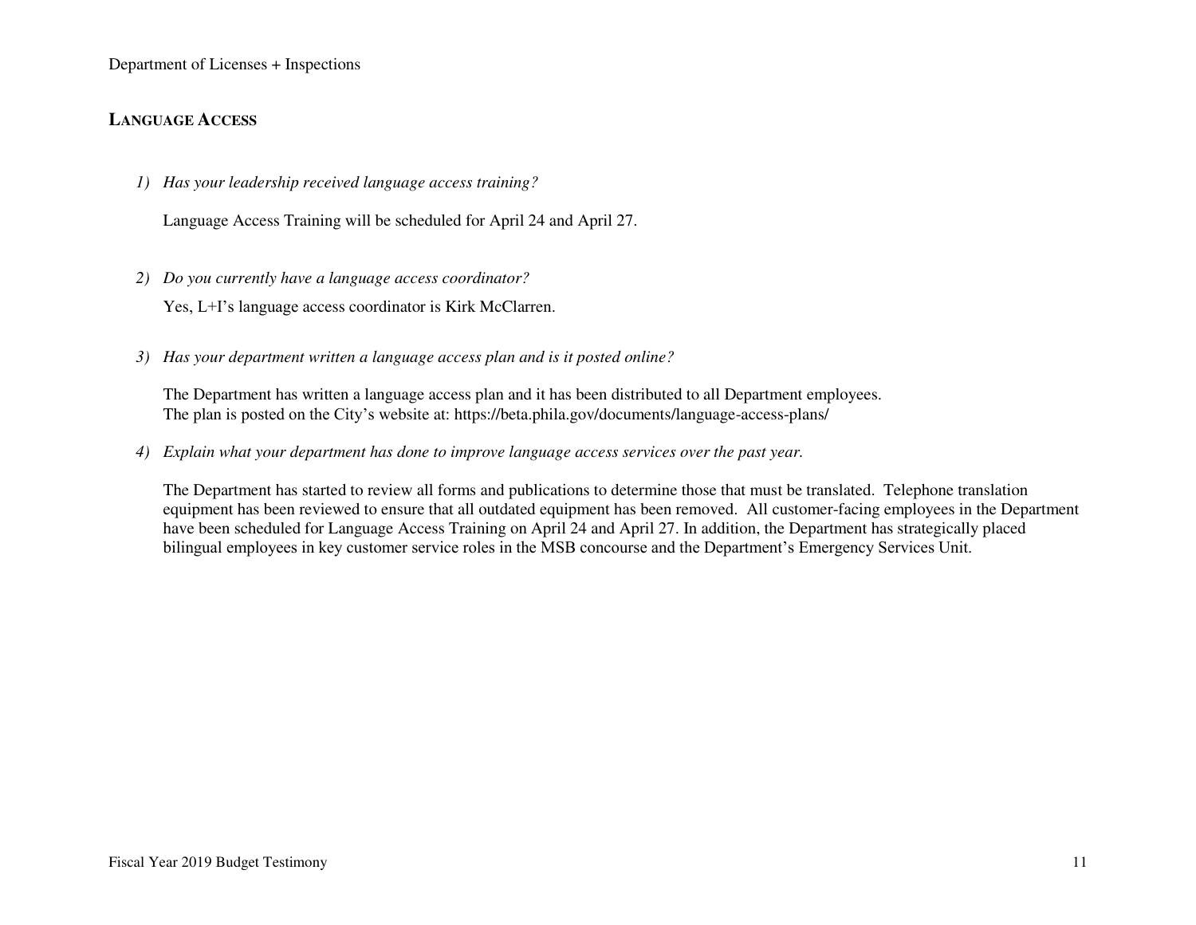## Language Access

1) *Has your leadership received language access training?*

   Language Access Training will be scheduled for April 24 and April 27.

2) *Do you currently have a language access coordinator?*

   Yes, L+I's language access coordinator is Kirk McClarren.

3) *Has your department written a language access plan and is it posted online?*

   The Department has written a language access plan and it has been distributed to all Department employees. The plan is posted on the City's website at: https://beta.phila.gov/documents/language-access-plans/

4) *Explain what your department has done to improve language access services over the past year.*

   The Department has started to review all forms and publications to determine those that must be translated. Telephone translation equipment has been reviewed to ensure that all outdated equipment has been removed. All customer-facing employees in the Department have been scheduled for Language Access Training on April 24 and April 27. In addition, the Department has strategically placed bilingual employees in key customer service roles in the MSB concourse and the Department's Emergency Services Unit.